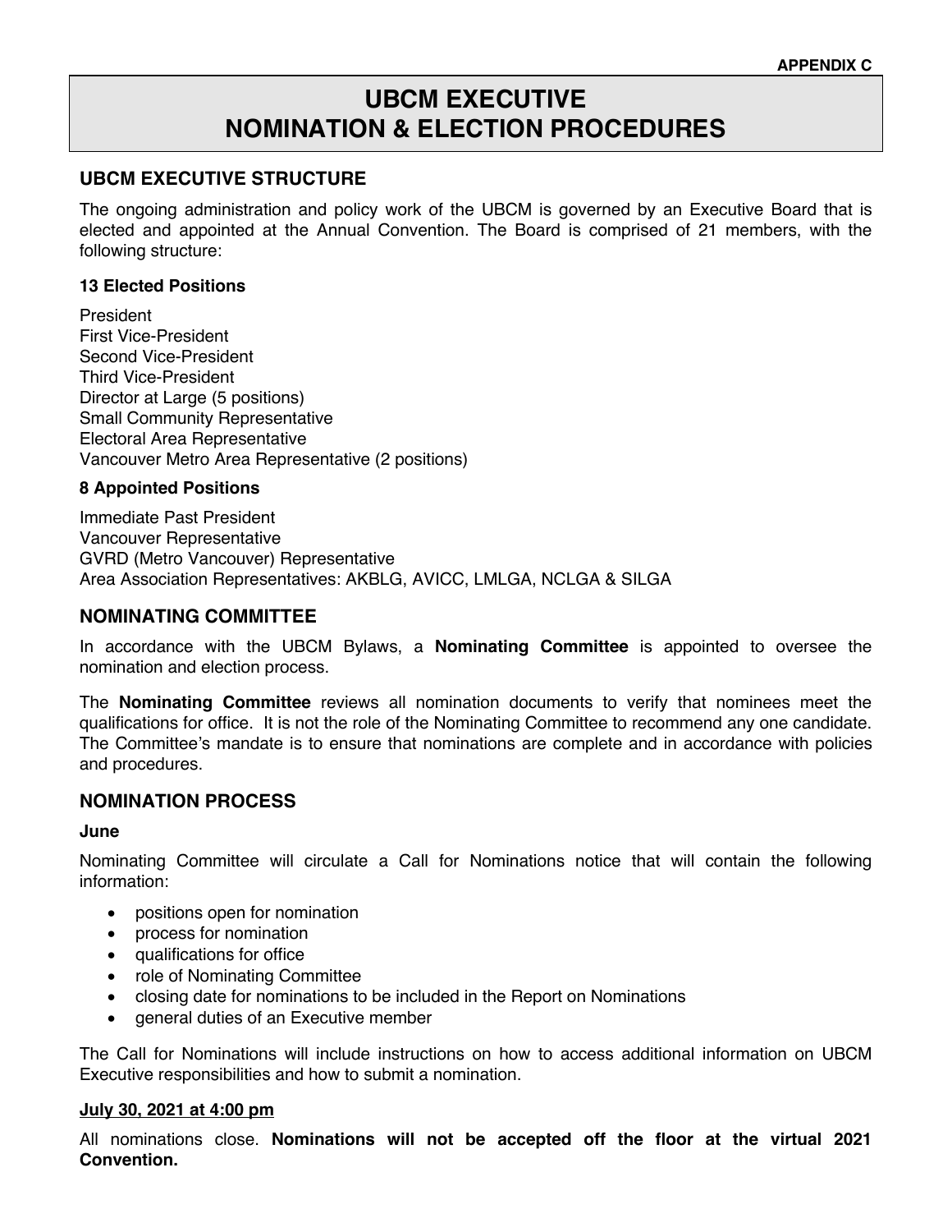APPENDIX C

# UBCM EXECUTIVE
# NOMINATION & ELECTION PROCEDURES

## UBCM EXECUTIVE STRUCTURE

The ongoing administration and policy work of the UBCM is governed by an Executive Board that is elected and appointed at the Annual Convention. The Board is comprised of 21 members, with the following structure:

### 13 Elected Positions

President
First Vice-President
Second Vice-President
Third Vice-President
Director at Large (5 positions)
Small Community Representative
Electoral Area Representative
Vancouver Metro Area Representative (2 positions)

### 8 Appointed Positions

Immediate Past President
Vancouver Representative
GVRD (Metro Vancouver) Representative
Area Association Representatives: AKBLG, AVICC, LMLGA, NCLGA & SILGA

## NOMINATING COMMITTEE

In accordance with the UBCM Bylaws, a **Nominating Committee** is appointed to oversee the nomination and election process.

The **Nominating Committee** reviews all nomination documents to verify that nominees meet the qualifications for office. It is not the role of the Nominating Committee to recommend any one candidate. The Committee's mandate is to ensure that nominations are complete and in accordance with policies and procedures.

## NOMINATION PROCESS

### June

Nominating Committee will circulate a Call for Nominations notice that will contain the following information:

- positions open for nomination
- process for nomination
- qualifications for office
- role of Nominating Committee
- closing date for nominations to be included in the Report on Nominations
- general duties of an Executive member

The Call for Nominations will include instructions on how to access additional information on UBCM Executive responsibilities and how to submit a nomination.

### July 30, 2021 at 4:00 pm

All nominations close. **Nominations will not be accepted off the floor at the virtual 2021 Convention.**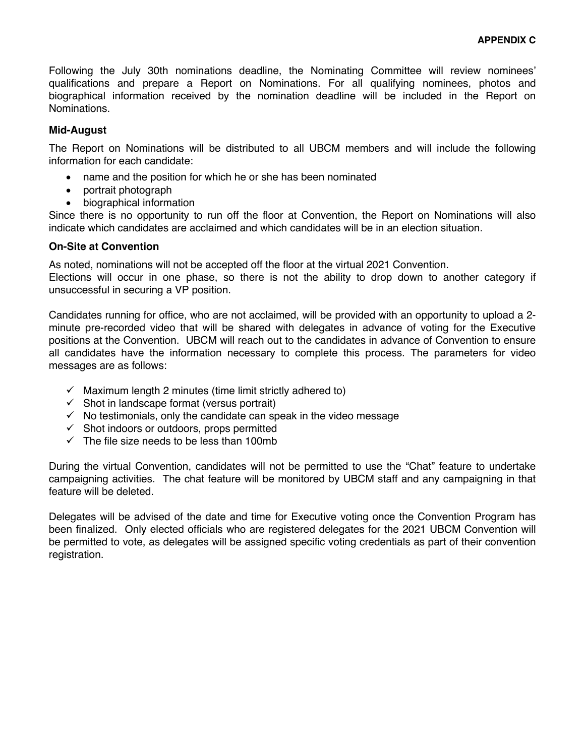**APPENDIX C**

Following the July 30th nominations deadline, the Nominating Committee will review nominees' qualifications and prepare a Report on Nominations. For all qualifying nominees, photos and biographical information received by the nomination deadline will be included in the Report on Nominations.

**Mid-August**

The Report on Nominations will be distributed to all UBCM members and will include the following information for each candidate:

- name and the position for which he or she has been nominated
- portrait photograph
- biographical information

Since there is no opportunity to run off the floor at Convention, the Report on Nominations will also indicate which candidates are acclaimed and which candidates will be in an election situation.

**On-Site at Convention**

As noted, nominations will not be accepted off the floor at the virtual 2021 Convention.
Elections will occur in one phase, so there is not the ability to drop down to another category if unsuccessful in securing a VP position.

Candidates running for office, who are not acclaimed, will be provided with an opportunity to upload a 2-minute pre-recorded video that will be shared with delegates in advance of voting for the Executive positions at the Convention. UBCM will reach out to the candidates in advance of Convention to ensure all candidates have the information necessary to complete this process. The parameters for video messages are as follows:

- ✓ Maximum length 2 minutes (time limit strictly adhered to)
- ✓ Shot in landscape format (versus portrait)
- ✓ No testimonials, only the candidate can speak in the video message
- ✓ Shot indoors or outdoors, props permitted
- ✓ The file size needs to be less than 100mb

During the virtual Convention, candidates will not be permitted to use the "Chat" feature to undertake campaigning activities. The chat feature will be monitored by UBCM staff and any campaigning in that feature will be deleted.

Delegates will be advised of the date and time for Executive voting once the Convention Program has been finalized. Only elected officials who are registered delegates for the 2021 UBCM Convention will be permitted to vote, as delegates will be assigned specific voting credentials as part of their convention registration.